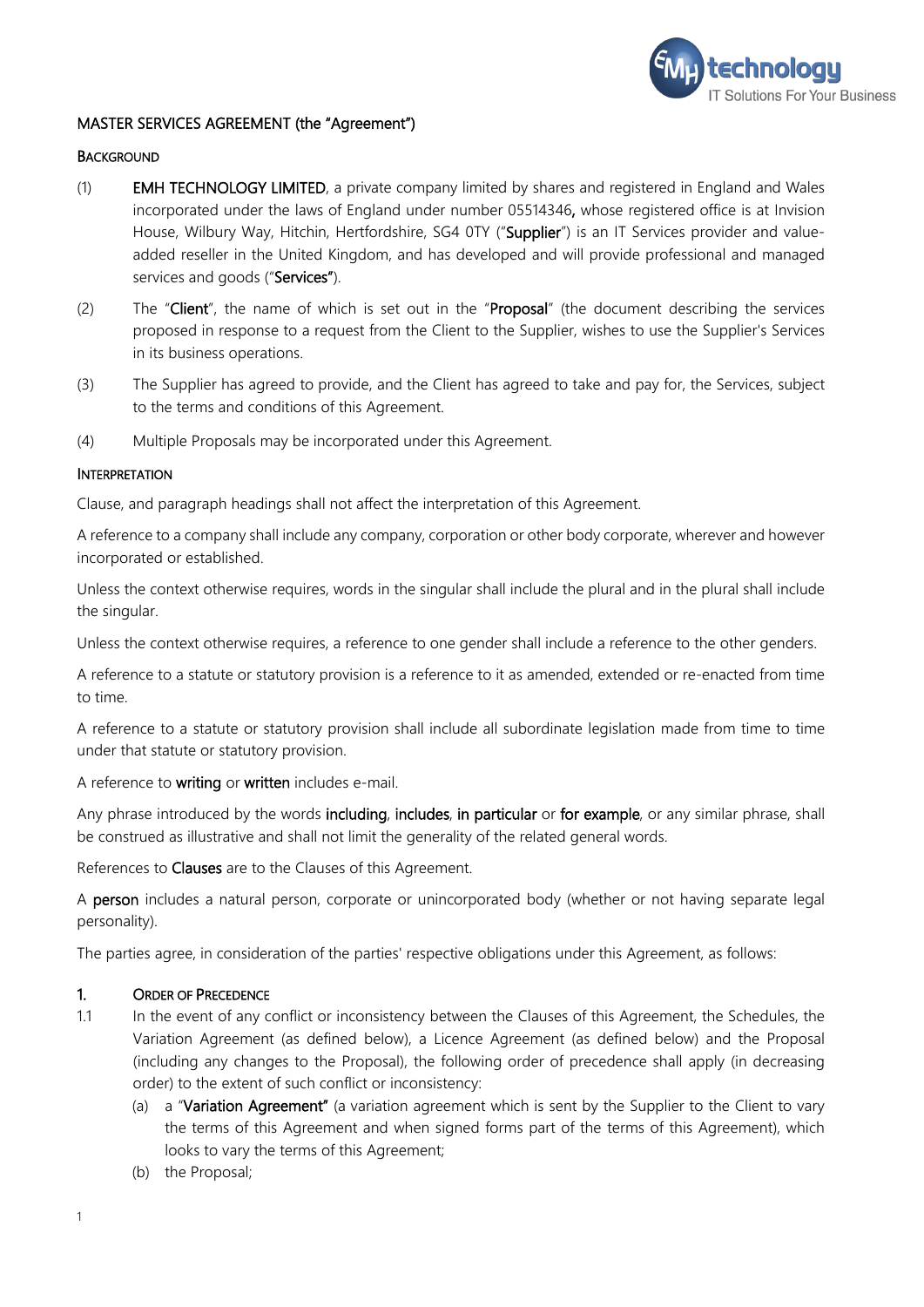# MASTER SERVICES AGREEMENT (the "Agreement")

## Background

(1) **EMH TECHNOLOGY LIMITED**, a private company limited by shares and registered in England and Wales incorporated under the laws of England under number 05514346**,** whose registered office is at Invision House, Wilbury Way, Hitchin, Hertfordshire, SG4 0TY ("**Supplier**") is an IT Services provider and value-added reseller in the United Kingdom, and has developed and will provide professional and managed services and goods ("**Services"**).

(2) The "**Client**", the name of which is set out in the "**Proposal**" (the document describing the services proposed in response to a request from the Client to the Supplier, wishes to use the Supplier's Services in its business operations.

(3) The Supplier has agreed to provide, and the Client has agreed to take and pay for, the Services, subject to the terms and conditions of this Agreement.

(4) Multiple Proposals may be incorporated under this Agreement.

## Interpretation

Clause, and paragraph headings shall not affect the interpretation of this Agreement.

A reference to a company shall include any company, corporation or other body corporate, wherever and however incorporated or established.

Unless the context otherwise requires, words in the singular shall include the plural and in the plural shall include the singular.

Unless the context otherwise requires, a reference to one gender shall include a reference to the other genders.

A reference to a statute or statutory provision is a reference to it as amended, extended or re-enacted from time to time.

A reference to a statute or statutory provision shall include all subordinate legislation made from time to time under that statute or statutory provision.

A reference to **writing** or **written** includes e-mail.

Any phrase introduced by the words **including**, **includes**, **in particular** or **for example**, or any similar phrase, shall be construed as illustrative and shall not limit the generality of the related general words.

References to **Clauses** are to the Clauses of this Agreement.

A **person** includes a natural person, corporate or unincorporated body (whether or not having separate legal personality).

The parties agree, in consideration of the parties' respective obligations under this Agreement, as follows:

## 1. Order of Precedence

1.1 In the event of any conflict or inconsistency between the Clauses of this Agreement, the Schedules, the Variation Agreement (as defined below), a Licence Agreement (as defined below) and the Proposal (including any changes to the Proposal), the following order of precedence shall apply (in decreasing order) to the extent of such conflict or inconsistency:

(a) a "**Variation Agreement"** (a variation agreement which is sent by the Supplier to the Client to vary the terms of this Agreement and when signed forms part of the terms of this Agreement), which looks to vary the terms of this Agreement;

(b) the Proposal;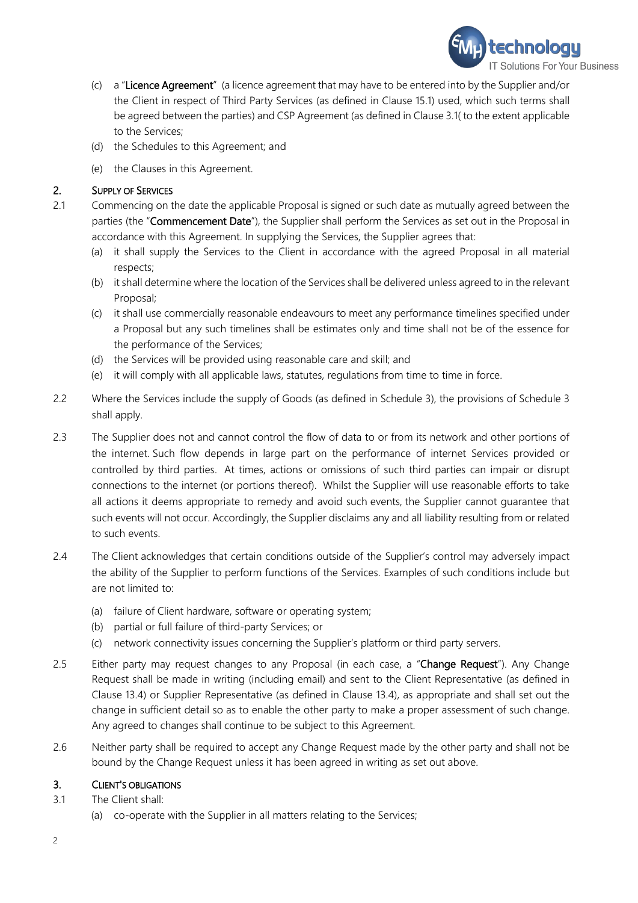(c) a "**Licence Agreement**" (a licence agreement that may have to be entered into by the Supplier and/or the Client in respect of Third Party Services (as defined in Clause 15.1) used, which such terms shall be agreed between the parties) and CSP Agreement (as defined in Clause 3.1( to the extent applicable to the Services;

(d) the Schedules to this Agreement; and

(e) the Clauses in this Agreement.

## 2. SUPPLY OF SERVICES

2.1 Commencing on the date the applicable Proposal is signed or such date as mutually agreed between the parties (the "**Commencement Date**"), the Supplier shall perform the Services as set out in the Proposal in accordance with this Agreement. In supplying the Services, the Supplier agrees that:

(a) it shall supply the Services to the Client in accordance with the agreed Proposal in all material respects;

(b) it shall determine where the location of the Services shall be delivered unless agreed to in the relevant Proposal;

(c) it shall use commercially reasonable endeavours to meet any performance timelines specified under a Proposal but any such timelines shall be estimates only and time shall not be of the essence for the performance of the Services;

(d) the Services will be provided using reasonable care and skill; and

(e) it will comply with all applicable laws, statutes, regulations from time to time in force.

2.2 Where the Services include the supply of Goods (as defined in Schedule 3), the provisions of Schedule 3 shall apply.

2.3 The Supplier does not and cannot control the flow of data to or from its network and other portions of the internet. Such flow depends in large part on the performance of internet Services provided or controlled by third parties. At times, actions or omissions of such third parties can impair or disrupt connections to the internet (or portions thereof). Whilst the Supplier will use reasonable efforts to take all actions it deems appropriate to remedy and avoid such events, the Supplier cannot guarantee that such events will not occur. Accordingly, the Supplier disclaims any and all liability resulting from or related to such events.

2.4 The Client acknowledges that certain conditions outside of the Supplier's control may adversely impact the ability of the Supplier to perform functions of the Services. Examples of such conditions include but are not limited to:

(a) failure of Client hardware, software or operating system;

(b) partial or full failure of third-party Services; or

(c) network connectivity issues concerning the Supplier's platform or third party servers.

2.5 Either party may request changes to any Proposal (in each case, a "**Change Request**"). Any Change Request shall be made in writing (including email) and sent to the Client Representative (as defined in Clause 13.4) or Supplier Representative (as defined in Clause 13.4), as appropriate and shall set out the change in sufficient detail so as to enable the other party to make a proper assessment of such change. Any agreed to changes shall continue to be subject to this Agreement.

2.6 Neither party shall be required to accept any Change Request made by the other party and shall not be bound by the Change Request unless it has been agreed in writing as set out above.

## 3. CLIENT'S OBLIGATIONS

3.1 The Client shall:

(a) co-operate with the Supplier in all matters relating to the Services;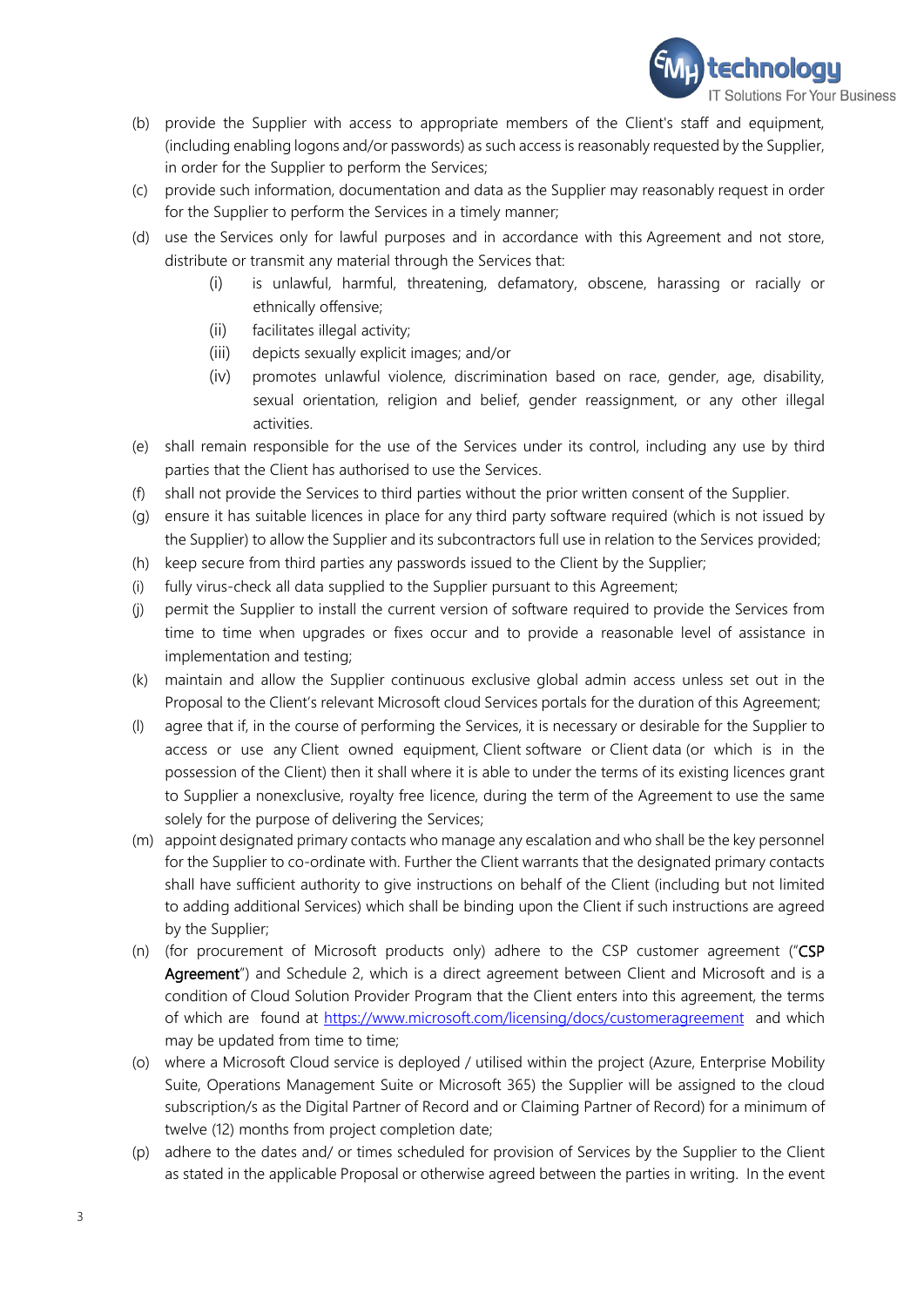(b) provide the Supplier with access to appropriate members of the Client's staff and equipment, (including enabling logons and/or passwords) as such access is reasonably requested by the Supplier, in order for the Supplier to perform the Services;

(c) provide such information, documentation and data as the Supplier may reasonably request in order for the Supplier to perform the Services in a timely manner;

(d) use the Services only for lawful purposes and in accordance with this Agreement and not store, distribute or transmit any material through the Services that:

  (i) is unlawful, harmful, threatening, defamatory, obscene, harassing or racially or ethnically offensive;

  (ii) facilitates illegal activity;

  (iii) depicts sexually explicit images; and/or

  (iv) promotes unlawful violence, discrimination based on race, gender, age, disability, sexual orientation, religion and belief, gender reassignment, or any other illegal activities.

(e) shall remain responsible for the use of the Services under its control, including any use by third parties that the Client has authorised to use the Services.

(f) shall not provide the Services to third parties without the prior written consent of the Supplier.

(g) ensure it has suitable licences in place for any third party software required (which is not issued by the Supplier) to allow the Supplier and its subcontractors full use in relation to the Services provided;

(h) keep secure from third parties any passwords issued to the Client by the Supplier;

(i) fully virus-check all data supplied to the Supplier pursuant to this Agreement;

(j) permit the Supplier to install the current version of software required to provide the Services from time to time when upgrades or fixes occur and to provide a reasonable level of assistance in implementation and testing;

(k) maintain and allow the Supplier continuous exclusive global admin access unless set out in the Proposal to the Client's relevant Microsoft cloud Services portals for the duration of this Agreement;

(l) agree that if, in the course of performing the Services, it is necessary or desirable for the Supplier to access or use any Client owned equipment, Client software or Client data (or which is in the possession of the Client) then it shall where it is able to under the terms of its existing licences grant to Supplier a nonexclusive, royalty free licence, during the term of the Agreement to use the same solely for the purpose of delivering the Services;

(m) appoint designated primary contacts who manage any escalation and who shall be the key personnel for the Supplier to co-ordinate with. Further the Client warrants that the designated primary contacts shall have sufficient authority to give instructions on behalf of the Client (including but not limited to adding additional Services) which shall be binding upon the Client if such instructions are agreed by the Supplier;

(n) (for procurement of Microsoft products only) adhere to the CSP customer agreement ("**CSP Agreement**") and Schedule 2, which is a direct agreement between Client and Microsoft and is a condition of Cloud Solution Provider Program that the Client enters into this agreement, the terms of which are found at [https://www.microsoft.com/licensing/docs/customeragreement](https://www.microsoft.com/licensing/docs/customeragreement) and which may be updated from time to time;

(o) where a Microsoft Cloud service is deployed / utilised within the project (Azure, Enterprise Mobility Suite, Operations Management Suite or Microsoft 365) the Supplier will be assigned to the cloud subscription/s as the Digital Partner of Record and or Claiming Partner of Record) for a minimum of twelve (12) months from project completion date;

(p) adhere to the dates and/ or times scheduled for provision of Services by the Supplier to the Client as stated in the applicable Proposal or otherwise agreed between the parties in writing. In the event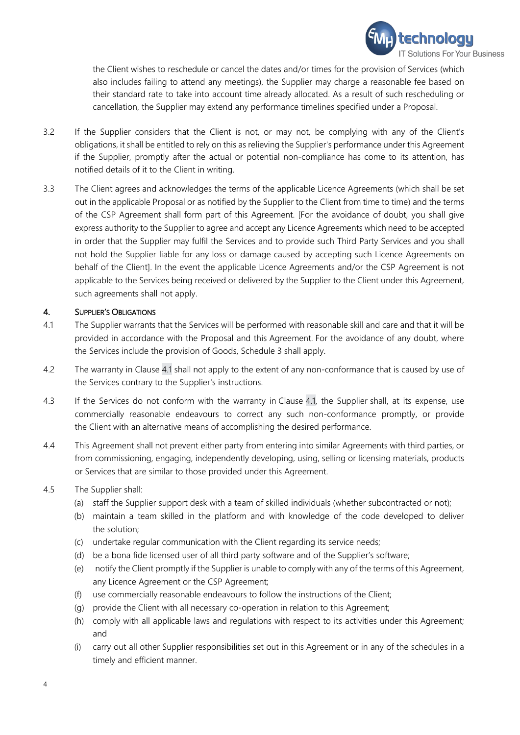the Client wishes to reschedule or cancel the dates and/or times for the provision of Services (which also includes failing to attend any meetings), the Supplier may charge a reasonable fee based on their standard rate to take into account time already allocated. As a result of such rescheduling or cancellation, the Supplier may extend any performance timelines specified under a Proposal.

3.2 If the Supplier considers that the Client is not, or may not, be complying with any of the Client's obligations, it shall be entitled to rely on this as relieving the Supplier's performance under this Agreement if the Supplier, promptly after the actual or potential non-compliance has come to its attention, has notified details of it to the Client in writing.

3.3 The Client agrees and acknowledges the terms of the applicable Licence Agreements (which shall be set out in the applicable Proposal or as notified by the Supplier to the Client from time to time) and the terms of the CSP Agreement shall form part of this Agreement. [For the avoidance of doubt, you shall give express authority to the Supplier to agree and accept any Licence Agreements which need to be accepted in order that the Supplier may fulfil the Services and to provide such Third Party Services and you shall not hold the Supplier liable for any loss or damage caused by accepting such Licence Agreements on behalf of the Client]. In the event the applicable Licence Agreements and/or the CSP Agreement is not applicable to the Services being received or delivered by the Supplier to the Client under this Agreement, such agreements shall not apply.

## 4. Supplier's Obligations

4.1 The Supplier warrants that the Services will be performed with reasonable skill and care and that it will be provided in accordance with the Proposal and this Agreement. For the avoidance of any doubt, where the Services include the provision of Goods, Schedule 3 shall apply.

4.2 The warranty in Clause 4.1 shall not apply to the extent of any non-conformance that is caused by use of the Services contrary to the Supplier's instructions.

4.3 If the Services do not conform with the warranty in Clause 4.1, the Supplier shall, at its expense, use commercially reasonable endeavours to correct any such non-conformance promptly, or provide the Client with an alternative means of accomplishing the desired performance.

4.4 This Agreement shall not prevent either party from entering into similar Agreements with third parties, or from commissioning, engaging, independently developing, using, selling or licensing materials, products or Services that are similar to those provided under this Agreement.

4.5 The Supplier shall:

(a) staff the Supplier support desk with a team of skilled individuals (whether subcontracted or not);

(b) maintain a team skilled in the platform and with knowledge of the code developed to deliver the solution;

(c) undertake regular communication with the Client regarding its service needs;

(d) be a bona fide licensed user of all third party software and of the Supplier's software;

(e) notify the Client promptly if the Supplier is unable to comply with any of the terms of this Agreement, any Licence Agreement or the CSP Agreement;

(f) use commercially reasonable endeavours to follow the instructions of the Client;

(g) provide the Client with all necessary co-operation in relation to this Agreement;

(h) comply with all applicable laws and regulations with respect to its activities under this Agreement; and

(i) carry out all other Supplier responsibilities set out in this Agreement or in any of the schedules in a timely and efficient manner.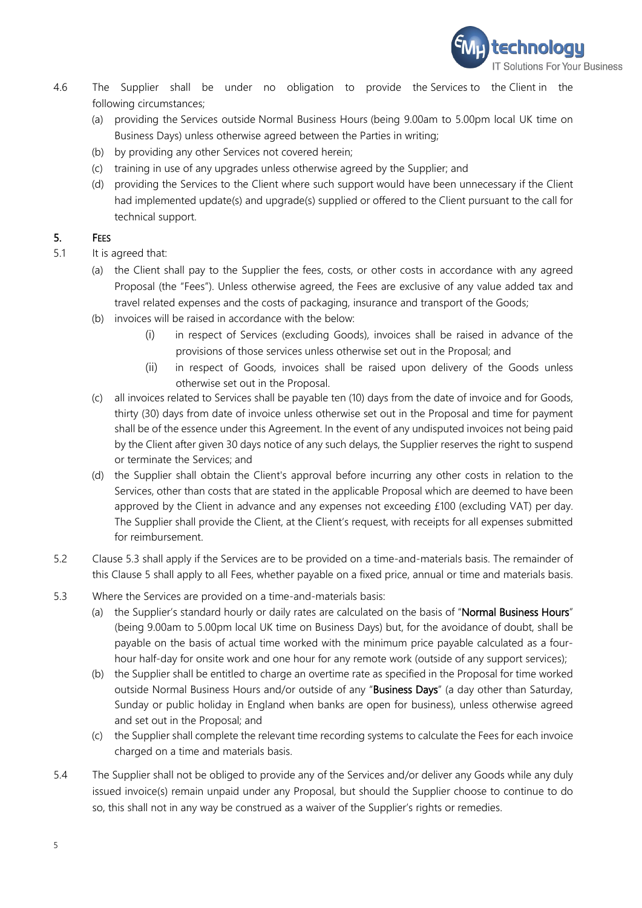4.6 The Supplier shall be under no obligation to provide the Services to the Client in the following circumstances;

(a) providing the Services outside Normal Business Hours (being 9.00am to 5.00pm local UK time on Business Days) unless otherwise agreed between the Parties in writing;

(b) by providing any other Services not covered herein;

(c) training in use of any upgrades unless otherwise agreed by the Supplier; and

(d) providing the Services to the Client where such support would have been unnecessary if the Client had implemented update(s) and upgrade(s) supplied or offered to the Client pursuant to the call for technical support.

## 5. FEES

5.1 It is agreed that:

(a) the Client shall pay to the Supplier the fees, costs, or other costs in accordance with any agreed Proposal (the "Fees"). Unless otherwise agreed, the Fees are exclusive of any value added tax and travel related expenses and the costs of packaging, insurance and transport of the Goods;

(b) invoices will be raised in accordance with the below:

(i) in respect of Services (excluding Goods), invoices shall be raised in advance of the provisions of those services unless otherwise set out in the Proposal; and

(ii) in respect of Goods, invoices shall be raised upon delivery of the Goods unless otherwise set out in the Proposal.

(c) all invoices related to Services shall be payable ten (10) days from the date of invoice and for Goods, thirty (30) days from date of invoice unless otherwise set out in the Proposal and time for payment shall be of the essence under this Agreement. In the event of any undisputed invoices not being paid by the Client after given 30 days notice of any such delays, the Supplier reserves the right to suspend or terminate the Services; and

(d) the Supplier shall obtain the Client's approval before incurring any other costs in relation to the Services, other than costs that are stated in the applicable Proposal which are deemed to have been approved by the Client in advance and any expenses not exceeding £100 (excluding VAT) per day. The Supplier shall provide the Client, at the Client's request, with receipts for all expenses submitted for reimbursement.

5.2 Clause 5.3 shall apply if the Services are to be provided on a time-and-materials basis. The remainder of this Clause 5 shall apply to all Fees, whether payable on a fixed price, annual or time and materials basis.

5.3 Where the Services are provided on a time-and-materials basis:

(a) the Supplier's standard hourly or daily rates are calculated on the basis of "**Normal Business Hours**" (being 9.00am to 5.00pm local UK time on Business Days) but, for the avoidance of doubt, shall be payable on the basis of actual time worked with the minimum price payable calculated as a four-hour half-day for onsite work and one hour for any remote work (outside of any support services);

(b) the Supplier shall be entitled to charge an overtime rate as specified in the Proposal for time worked outside Normal Business Hours and/or outside of any "**Business Days**" (a day other than Saturday, Sunday or public holiday in England when banks are open for business), unless otherwise agreed and set out in the Proposal; and

(c) the Supplier shall complete the relevant time recording systems to calculate the Fees for each invoice charged on a time and materials basis.

5.4 The Supplier shall not be obliged to provide any of the Services and/or deliver any Goods while any duly issued invoice(s) remain unpaid under any Proposal, but should the Supplier choose to continue to do so, this shall not in any way be construed as a waiver of the Supplier's rights or remedies.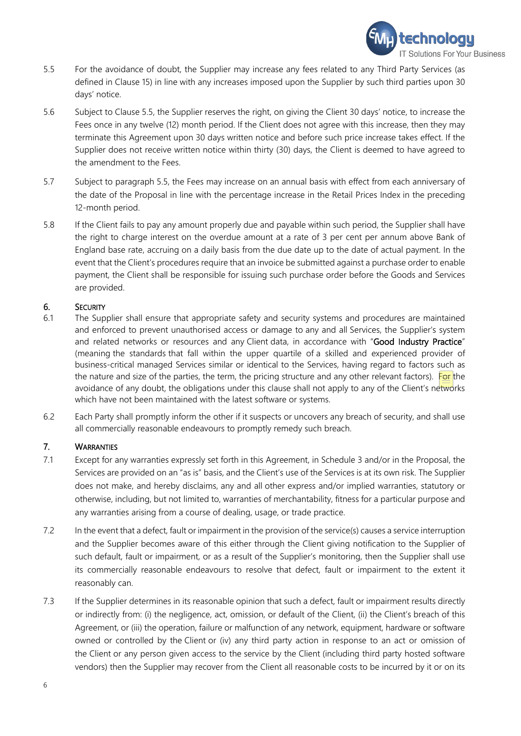5.5 For the avoidance of doubt, the Supplier may increase any fees related to any Third Party Services (as defined in Clause 15) in line with any increases imposed upon the Supplier by such third parties upon 30 days' notice.

5.6 Subject to Clause 5.5, the Supplier reserves the right, on giving the Client 30 days' notice, to increase the Fees once in any twelve (12) month period. If the Client does not agree with this increase, then they may terminate this Agreement upon 30 days written notice and before such price increase takes effect. If the Supplier does not receive written notice within thirty (30) days, the Client is deemed to have agreed to the amendment to the Fees.

5.7 Subject to paragraph 5.5, the Fees may increase on an annual basis with effect from each anniversary of the date of the Proposal in line with the percentage increase in the Retail Prices Index in the preceding 12-month period.

5.8 If the Client fails to pay any amount properly due and payable within such period, the Supplier shall have the right to charge interest on the overdue amount at a rate of 3 per cent per annum above Bank of England base rate, accruing on a daily basis from the due date up to the date of actual payment. In the event that the Client's procedures require that an invoice be submitted against a purchase order to enable payment, the Client shall be responsible for issuing such purchase order before the Goods and Services are provided.

## 6. SECURITY

6.1 The Supplier shall ensure that appropriate safety and security systems and procedures are maintained and enforced to prevent unauthorised access or damage to any and all Services, the Supplier's system and related networks or resources and any Client data, in accordance with "**Good Industry Practice**" (meaning the standards that fall within the upper quartile of a skilled and experienced provider of business-critical managed Services similar or identical to the Services, having regard to factors such as the nature and size of the parties, the term, the pricing structure and any other relevant factors). For the avoidance of any doubt, the obligations under this clause shall not apply to any of the Client's networks which have not been maintained with the latest software or systems.

6.2 Each Party shall promptly inform the other if it suspects or uncovers any breach of security, and shall use all commercially reasonable endeavours to promptly remedy such breach.

## 7. WARRANTIES

7.1 Except for any warranties expressly set forth in this Agreement, in Schedule 3 and/or in the Proposal, the Services are provided on an "as is" basis, and the Client's use of the Services is at its own risk. The Supplier does not make, and hereby disclaims, any and all other express and/or implied warranties, statutory or otherwise, including, but not limited to, warranties of merchantability, fitness for a particular purpose and any warranties arising from a course of dealing, usage, or trade practice.

7.2 In the event that a defect, fault or impairment in the provision of the service(s) causes a service interruption and the Supplier becomes aware of this either through the Client giving notification to the Supplier of such default, fault or impairment, or as a result of the Supplier's monitoring, then the Supplier shall use its commercially reasonable endeavours to resolve that defect, fault or impairment to the extent it reasonably can.

7.3 If the Supplier determines in its reasonable opinion that such a defect, fault or impairment results directly or indirectly from: (i) the negligence, act, omission, or default of the Client, (ii) the Client's breach of this Agreement, or (iii) the operation, failure or malfunction of any network, equipment, hardware or software owned or controlled by the Client or (iv) any third party action in response to an act or omission of the Client or any person given access to the service by the Client (including third party hosted software vendors) then the Supplier may recover from the Client all reasonable costs to be incurred by it or on its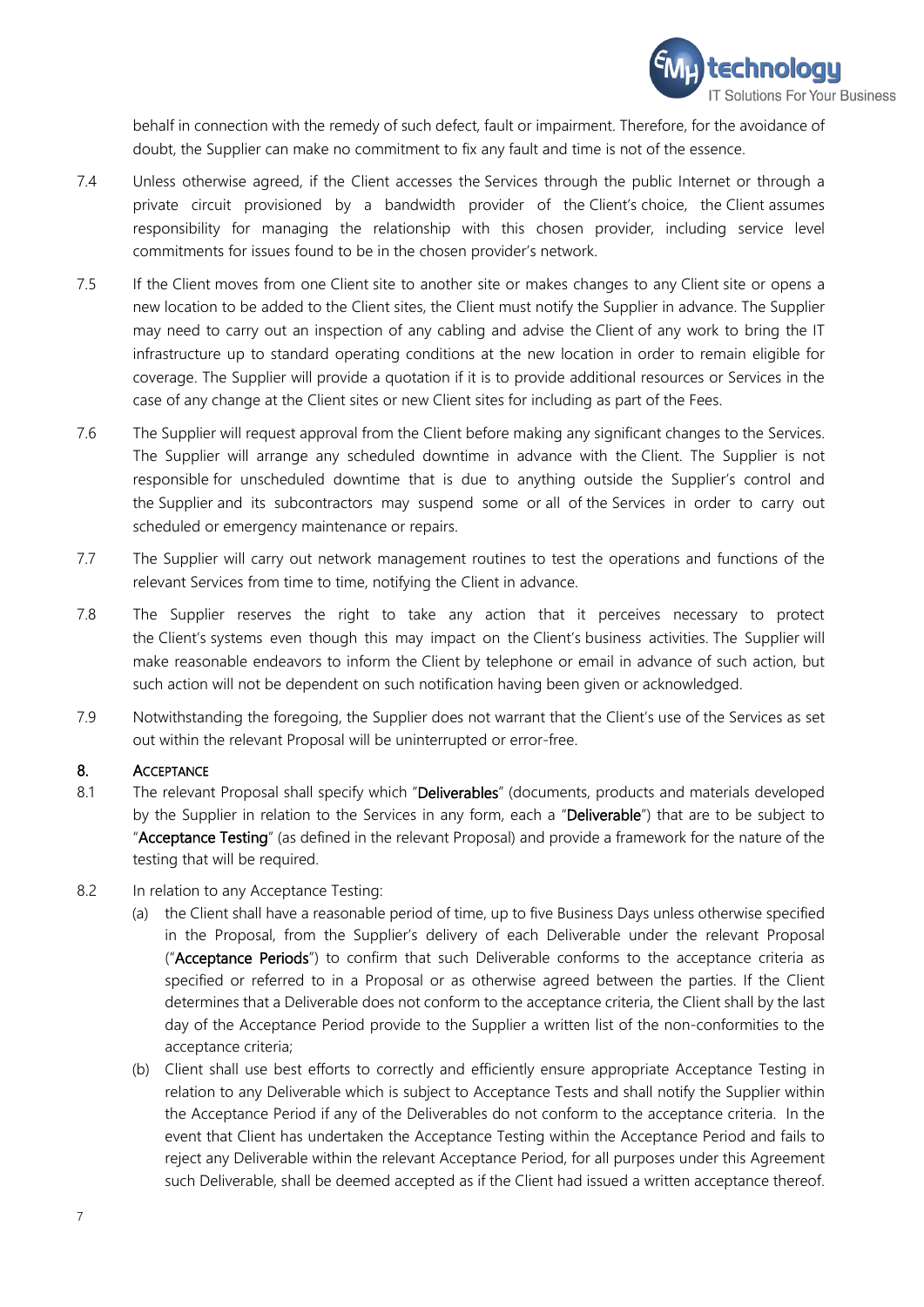behalf in connection with the remedy of such defect, fault or impairment. Therefore, for the avoidance of doubt, the Supplier can make no commitment to fix any fault and time is not of the essence.

7.4 Unless otherwise agreed, if the Client accesses the Services through the public Internet or through a private circuit provisioned by a bandwidth provider of the Client's choice, the Client assumes responsibility for managing the relationship with this chosen provider, including service level commitments for issues found to be in the chosen provider's network.

7.5 If the Client moves from one Client site to another site or makes changes to any Client site or opens a new location to be added to the Client sites, the Client must notify the Supplier in advance. The Supplier may need to carry out an inspection of any cabling and advise the Client of any work to bring the IT infrastructure up to standard operating conditions at the new location in order to remain eligible for coverage. The Supplier will provide a quotation if it is to provide additional resources or Services in the case of any change at the Client sites or new Client sites for including as part of the Fees.

7.6 The Supplier will request approval from the Client before making any significant changes to the Services. The Supplier will arrange any scheduled downtime in advance with the Client. The Supplier is not responsible for unscheduled downtime that is due to anything outside the Supplier's control and the Supplier and its subcontractors may suspend some or all of the Services in order to carry out scheduled or emergency maintenance or repairs.

7.7 The Supplier will carry out network management routines to test the operations and functions of the relevant Services from time to time, notifying the Client in advance.

7.8 The Supplier reserves the right to take any action that it perceives necessary to protect the Client's systems even though this may impact on the Client's business activities. The Supplier will make reasonable endeavors to inform the Client by telephone or email in advance of such action, but such action will not be dependent on such notification having been given or acknowledged.

7.9 Notwithstanding the foregoing, the Supplier does not warrant that the Client's use of the Services as set out within the relevant Proposal will be uninterrupted or error-free.

## 8. Acceptance

8.1 The relevant Proposal shall specify which "**Deliverables**" (documents, products and materials developed by the Supplier in relation to the Services in any form, each a "**Deliverable**") that are to be subject to "**Acceptance Testing**" (as defined in the relevant Proposal) and provide a framework for the nature of the testing that will be required.

8.2 In relation to any Acceptance Testing:

(a) the Client shall have a reasonable period of time, up to five Business Days unless otherwise specified in the Proposal, from the Supplier's delivery of each Deliverable under the relevant Proposal ("**Acceptance Periods**") to confirm that such Deliverable conforms to the acceptance criteria as specified or referred to in a Proposal or as otherwise agreed between the parties. If the Client determines that a Deliverable does not conform to the acceptance criteria, the Client shall by the last day of the Acceptance Period provide to the Supplier a written list of the non-conformities to the acceptance criteria;

(b) Client shall use best efforts to correctly and efficiently ensure appropriate Acceptance Testing in relation to any Deliverable which is subject to Acceptance Tests and shall notify the Supplier within the Acceptance Period if any of the Deliverables do not conform to the acceptance criteria. In the event that Client has undertaken the Acceptance Testing within the Acceptance Period and fails to reject any Deliverable within the relevant Acceptance Period, for all purposes under this Agreement such Deliverable, shall be deemed accepted as if the Client had issued a written acceptance thereof.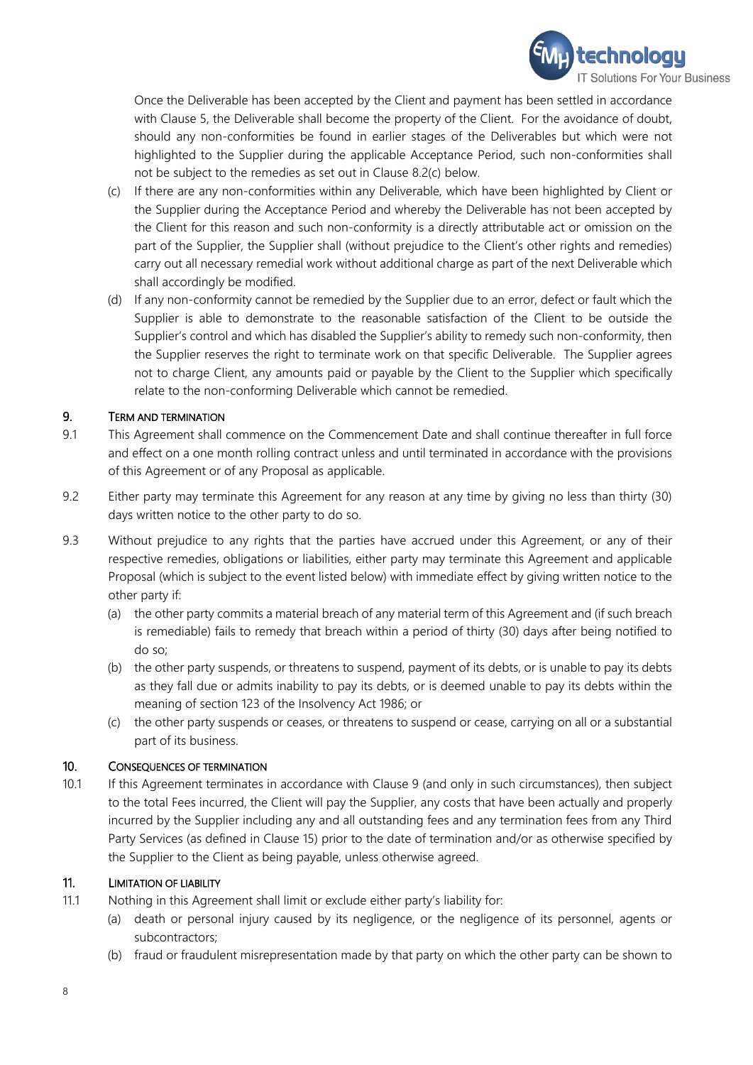Once the Deliverable has been accepted by the Client and payment has been settled in accordance with Clause 5, the Deliverable shall become the property of the Client. For the avoidance of doubt, should any non-conformities be found in earlier stages of the Deliverables but which were not highlighted to the Supplier during the applicable Acceptance Period, such non-conformities shall not be subject to the remedies as set out in Clause 8.2(c) below.

(c) If there are any non-conformities within any Deliverable, which have been highlighted by Client or the Supplier during the Acceptance Period and whereby the Deliverable has not been accepted by the Client for this reason and such non-conformity is a directly attributable act or omission on the part of the Supplier, the Supplier shall (without prejudice to the Client's other rights and remedies) carry out all necessary remedial work without additional charge as part of the next Deliverable which shall accordingly be modified.

(d) If any non-conformity cannot be remedied by the Supplier due to an error, defect or fault which the Supplier is able to demonstrate to the reasonable satisfaction of the Client to be outside the Supplier's control and which has disabled the Supplier's ability to remedy such non-conformity, then the Supplier reserves the right to terminate work on that specific Deliverable. The Supplier agrees not to charge Client, any amounts paid or payable by the Client to the Supplier which specifically relate to the non-conforming Deliverable which cannot be remedied.

## 9. TERM AND TERMINATION

9.1 This Agreement shall commence on the Commencement Date and shall continue thereafter in full force and effect on a one month rolling contract unless and until terminated in accordance with the provisions of this Agreement or of any Proposal as applicable.

9.2 Either party may terminate this Agreement for any reason at any time by giving no less than thirty (30) days written notice to the other party to do so.

9.3 Without prejudice to any rights that the parties have accrued under this Agreement, or any of their respective remedies, obligations or liabilities, either party may terminate this Agreement and applicable Proposal (which is subject to the event listed below) with immediate effect by giving written notice to the other party if:

(a) the other party commits a material breach of any material term of this Agreement and (if such breach is remediable) fails to remedy that breach within a period of thirty (30) days after being notified to do so;

(b) the other party suspends, or threatens to suspend, payment of its debts, or is unable to pay its debts as they fall due or admits inability to pay its debts, or is deemed unable to pay its debts within the meaning of section 123 of the Insolvency Act 1986; or

(c) the other party suspends or ceases, or threatens to suspend or cease, carrying on all or a substantial part of its business.

## 10. CONSEQUENCES OF TERMINATION

10.1 If this Agreement terminates in accordance with Clause 9 (and only in such circumstances), then subject to the total Fees incurred, the Client will pay the Supplier, any costs that have been actually and properly incurred by the Supplier including any and all outstanding fees and any termination fees from any Third Party Services (as defined in Clause 15) prior to the date of termination and/or as otherwise specified by the Supplier to the Client as being payable, unless otherwise agreed.

## 11. LIMITATION OF LIABILITY

11.1 Nothing in this Agreement shall limit or exclude either party's liability for:

(a) death or personal injury caused by its negligence, or the negligence of its personnel, agents or subcontractors;

(b) fraud or fraudulent misrepresentation made by that party on which the other party can be shown to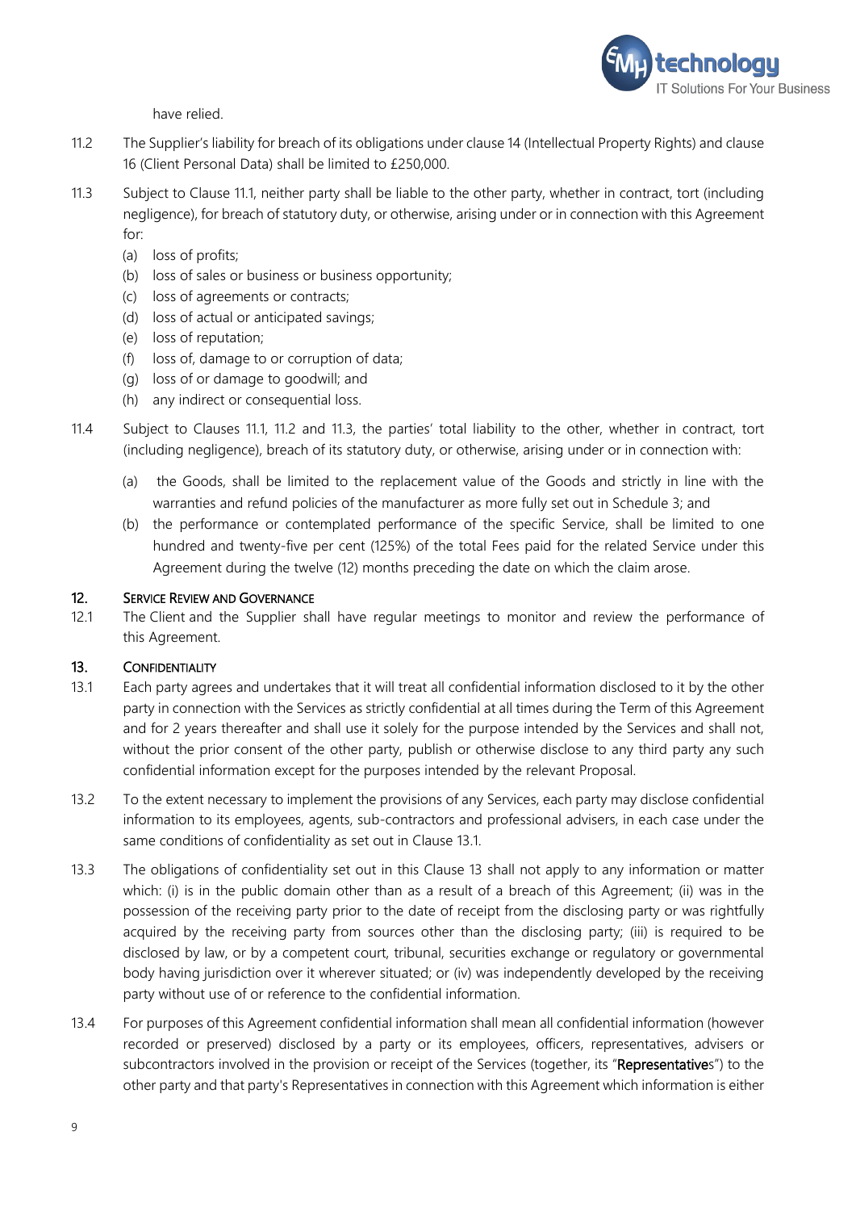have relied.

11.2 The Supplier's liability for breach of its obligations under clause 14 (Intellectual Property Rights) and clause 16 (Client Personal Data) shall be limited to £250,000.

11.3 Subject to Clause 11.1, neither party shall be liable to the other party, whether in contract, tort (including negligence), for breach of statutory duty, or otherwise, arising under or in connection with this Agreement for:

(a) loss of profits;
(b) loss of sales or business or business opportunity;
(c) loss of agreements or contracts;
(d) loss of actual or anticipated savings;
(e) loss of reputation;
(f) loss of, damage to or corruption of data;
(g) loss of or damage to goodwill; and
(h) any indirect or consequential loss.

11.4 Subject to Clauses 11.1, 11.2 and 11.3, the parties' total liability to the other, whether in contract, tort (including negligence), breach of its statutory duty, or otherwise, arising under or in connection with:

(a) the Goods, shall be limited to the replacement value of the Goods and strictly in line with the warranties and refund policies of the manufacturer as more fully set out in Schedule 3; and
(b) the performance or contemplated performance of the specific Service, shall be limited to one hundred and twenty-five per cent (125%) of the total Fees paid for the related Service under this Agreement during the twelve (12) months preceding the date on which the claim arose.

## 12. Service Review and Governance

12.1 The Client and the Supplier shall have regular meetings to monitor and review the performance of this Agreement.

## 13. Confidentiality

13.1 Each party agrees and undertakes that it will treat all confidential information disclosed to it by the other party in connection with the Services as strictly confidential at all times during the Term of this Agreement and for 2 years thereafter and shall use it solely for the purpose intended by the Services and shall not, without the prior consent of the other party, publish or otherwise disclose to any third party any such confidential information except for the purposes intended by the relevant Proposal.

13.2 To the extent necessary to implement the provisions of any Services, each party may disclose confidential information to its employees, agents, sub-contractors and professional advisers, in each case under the same conditions of confidentiality as set out in Clause 13.1.

13.3 The obligations of confidentiality set out in this Clause 13 shall not apply to any information or matter which: (i) is in the public domain other than as a result of a breach of this Agreement; (ii) was in the possession of the receiving party prior to the date of receipt from the disclosing party or was rightfully acquired by the receiving party from sources other than the disclosing party; (iii) is required to be disclosed by law, or by a competent court, tribunal, securities exchange or regulatory or governmental body having jurisdiction over it wherever situated; or (iv) was independently developed by the receiving party without use of or reference to the confidential information.

13.4 For purposes of this Agreement confidential information shall mean all confidential information (however recorded or preserved) disclosed by a party or its employees, officers, representatives, advisers or subcontractors involved in the provision or receipt of the Services (together, its "**Representatives**") to the other party and that party's Representatives in connection with this Agreement which information is either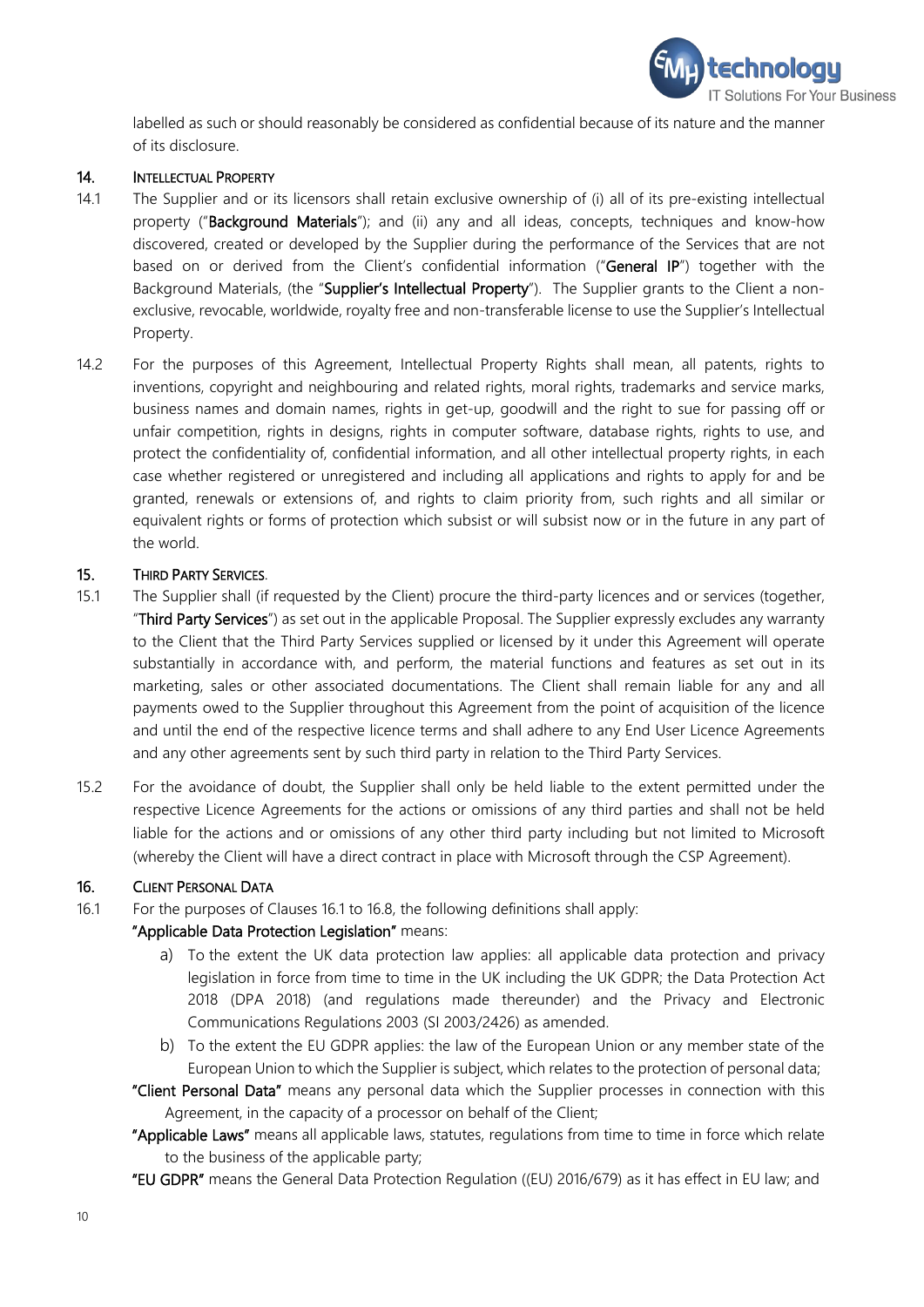labelled as such or should reasonably be considered as confidential because of its nature and the manner of its disclosure.

## 14. INTELLECTUAL PROPERTY

14.1 The Supplier and or its licensors shall retain exclusive ownership of (i) all of its pre-existing intellectual property ("**Background Materials**"); and (ii) any and all ideas, concepts, techniques and know-how discovered, created or developed by the Supplier during the performance of the Services that are not based on or derived from the Client's confidential information ("**General IP**") together with the Background Materials, (the "**Supplier's Intellectual Property**"). The Supplier grants to the Client a non-exclusive, revocable, worldwide, royalty free and non-transferable license to use the Supplier's Intellectual Property.

14.2 For the purposes of this Agreement, Intellectual Property Rights shall mean, all patents, rights to inventions, copyright and neighbouring and related rights, moral rights, trademarks and service marks, business names and domain names, rights in get-up, goodwill and the right to sue for passing off or unfair competition, rights in designs, rights in computer software, database rights, rights to use, and protect the confidentiality of, confidential information, and all other intellectual property rights, in each case whether registered or unregistered and including all applications and rights to apply for and be granted, renewals or extensions of, and rights to claim priority from, such rights and all similar or equivalent rights or forms of protection which subsist or will subsist now or in the future in any part of the world.

## 15. THIRD PARTY SERVICES.

15.1 The Supplier shall (if requested by the Client) procure the third-party licences and or services (together, "**Third Party Services**") as set out in the applicable Proposal. The Supplier expressly excludes any warranty to the Client that the Third Party Services supplied or licensed by it under this Agreement will operate substantially in accordance with, and perform, the material functions and features as set out in its marketing, sales or other associated documentations. The Client shall remain liable for any and all payments owed to the Supplier throughout this Agreement from the point of acquisition of the licence and until the end of the respective licence terms and shall adhere to any End User Licence Agreements and any other agreements sent by such third party in relation to the Third Party Services.

15.2 For the avoidance of doubt, the Supplier shall only be held liable to the extent permitted under the respective Licence Agreements for the actions or omissions of any third parties and shall not be held liable for the actions and or omissions of any other third party including but not limited to Microsoft (whereby the Client will have a direct contract in place with Microsoft through the CSP Agreement).

## 16. CLIENT PERSONAL DATA

16.1 For the purposes of Clauses 16.1 to 16.8, the following definitions shall apply:

**"Applicable Data Protection Legislation"** means:

a) To the extent the UK data protection law applies: all applicable data protection and privacy legislation in force from time to time in the UK including the UK GDPR; the Data Protection Act 2018 (DPA 2018) (and regulations made thereunder) and the Privacy and Electronic Communications Regulations 2003 (SI 2003/2426) as amended.

b) To the extent the EU GDPR applies: the law of the European Union or any member state of the European Union to which the Supplier is subject, which relates to the protection of personal data;

**"Client Personal Data"** means any personal data which the Supplier processes in connection with this Agreement, in the capacity of a processor on behalf of the Client;

**"Applicable Laws"** means all applicable laws, statutes, regulations from time to time in force which relate to the business of the applicable party;

**"EU GDPR"** means the General Data Protection Regulation ((EU) 2016/679) as it has effect in EU law; and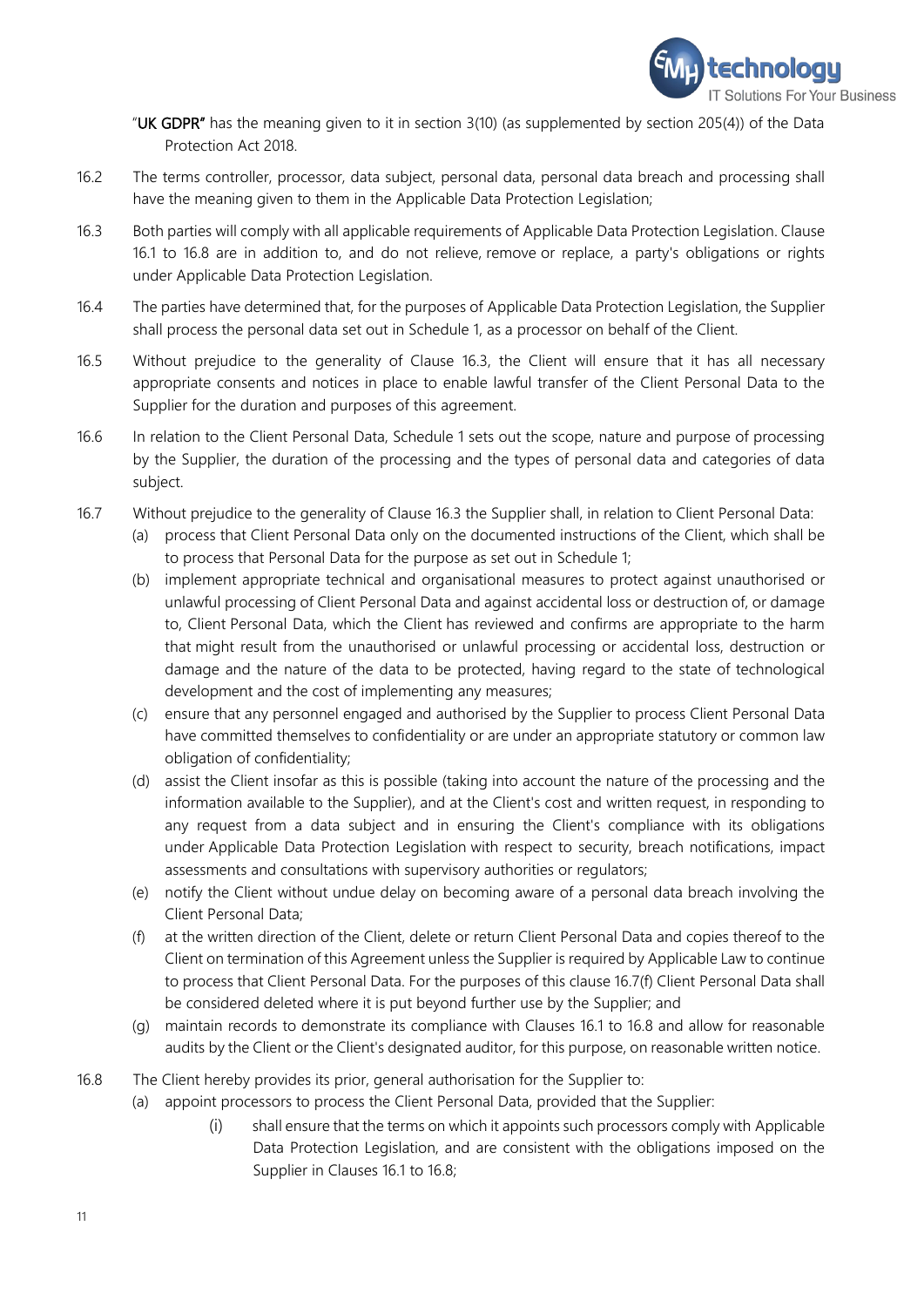"**UK GDPR"** has the meaning given to it in section 3(10) (as supplemented by section 205(4)) of the Data Protection Act 2018.

16.2 The terms controller, processor, data subject, personal data, personal data breach and processing shall have the meaning given to them in the Applicable Data Protection Legislation;

16.3 Both parties will comply with all applicable requirements of Applicable Data Protection Legislation. Clause 16.1 to 16.8 are in addition to, and do not relieve, remove or replace, a party's obligations or rights under Applicable Data Protection Legislation.

16.4 The parties have determined that, for the purposes of Applicable Data Protection Legislation, the Supplier shall process the personal data set out in Schedule 1, as a processor on behalf of the Client.

16.5 Without prejudice to the generality of Clause 16.3, the Client will ensure that it has all necessary appropriate consents and notices in place to enable lawful transfer of the Client Personal Data to the Supplier for the duration and purposes of this agreement.

16.6 In relation to the Client Personal Data, Schedule 1 sets out the scope, nature and purpose of processing by the Supplier, the duration of the processing and the types of personal data and categories of data subject.

16.7 Without prejudice to the generality of Clause 16.3 the Supplier shall, in relation to Client Personal Data:

- (a) process that Client Personal Data only on the documented instructions of the Client, which shall be to process that Personal Data for the purpose as set out in Schedule 1;
- (b) implement appropriate technical and organisational measures to protect against unauthorised or unlawful processing of Client Personal Data and against accidental loss or destruction of, or damage to, Client Personal Data, which the Client has reviewed and confirms are appropriate to the harm that might result from the unauthorised or unlawful processing or accidental loss, destruction or damage and the nature of the data to be protected, having regard to the state of technological development and the cost of implementing any measures;
- (c) ensure that any personnel engaged and authorised by the Supplier to process Client Personal Data have committed themselves to confidentiality or are under an appropriate statutory or common law obligation of confidentiality;
- (d) assist the Client insofar as this is possible (taking into account the nature of the processing and the information available to the Supplier), and at the Client's cost and written request, in responding to any request from a data subject and in ensuring the Client's compliance with its obligations under Applicable Data Protection Legislation with respect to security, breach notifications, impact assessments and consultations with supervisory authorities or regulators;
- (e) notify the Client without undue delay on becoming aware of a personal data breach involving the Client Personal Data;
- (f) at the written direction of the Client, delete or return Client Personal Data and copies thereof to the Client on termination of this Agreement unless the Supplier is required by Applicable Law to continue to process that Client Personal Data. For the purposes of this clause 16.7(f) Client Personal Data shall be considered deleted where it is put beyond further use by the Supplier; and
- (g) maintain records to demonstrate its compliance with Clauses 16.1 to 16.8 and allow for reasonable audits by the Client or the Client's designated auditor, for this purpose, on reasonable written notice.

16.8 The Client hereby provides its prior, general authorisation for the Supplier to:

- (a) appoint processors to process the Client Personal Data, provided that the Supplier:
    - (i) shall ensure that the terms on which it appoints such processors comply with Applicable Data Protection Legislation, and are consistent with the obligations imposed on the Supplier in Clauses 16.1 to 16.8;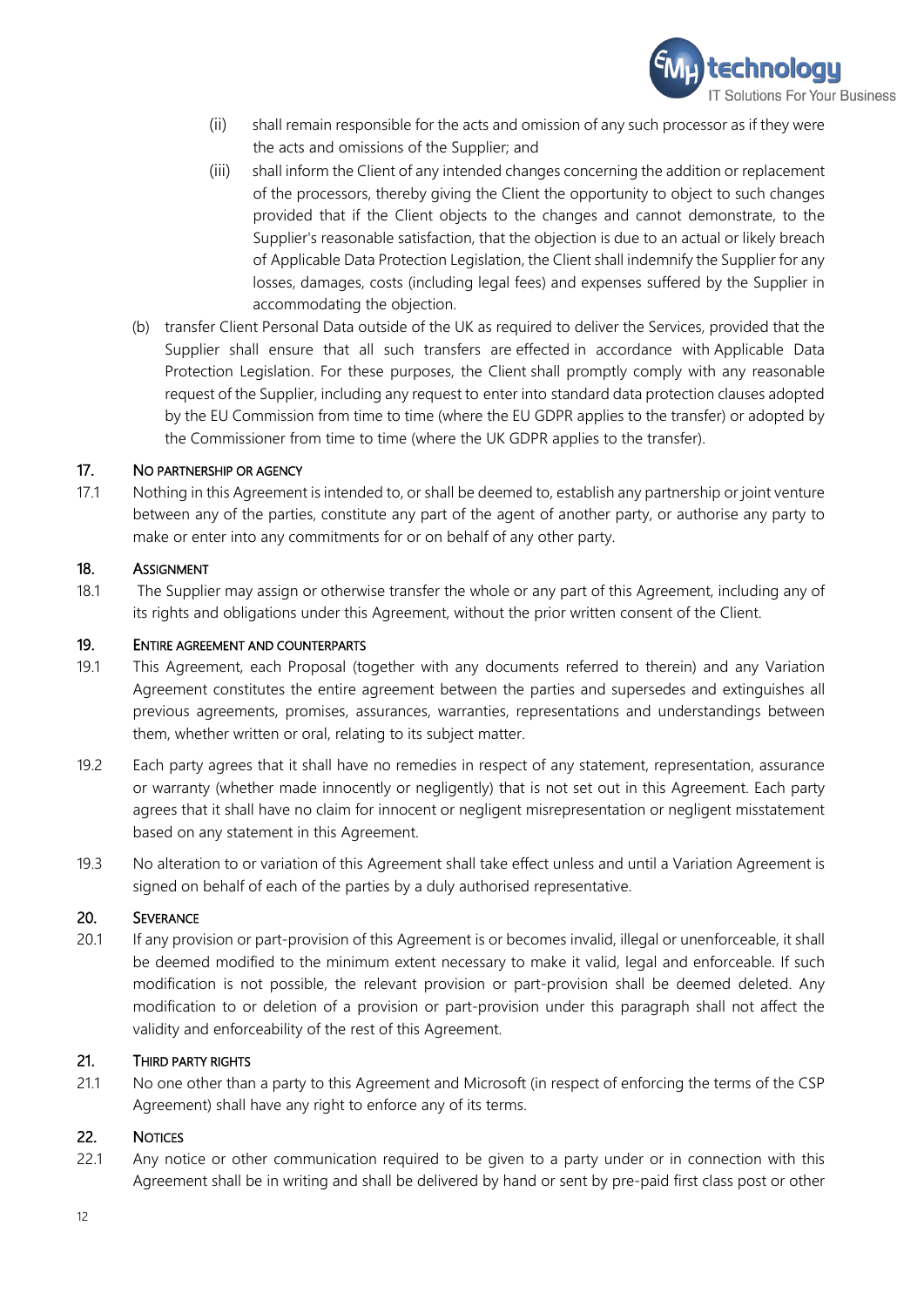(ii) shall remain responsible for the acts and omission of any such processor as if they were the acts and omissions of the Supplier; and

(iii) shall inform the Client of any intended changes concerning the addition or replacement of the processors, thereby giving the Client the opportunity to object to such changes provided that if the Client objects to the changes and cannot demonstrate, to the Supplier's reasonable satisfaction, that the objection is due to an actual or likely breach of Applicable Data Protection Legislation, the Client shall indemnify the Supplier for any losses, damages, costs (including legal fees) and expenses suffered by the Supplier in accommodating the objection.

(b) transfer Client Personal Data outside of the UK as required to deliver the Services, provided that the Supplier shall ensure that all such transfers are effected in accordance with Applicable Data Protection Legislation. For these purposes, the Client shall promptly comply with any reasonable request of the Supplier, including any request to enter into standard data protection clauses adopted by the EU Commission from time to time (where the EU GDPR applies to the transfer) or adopted by the Commissioner from time to time (where the UK GDPR applies to the transfer).

## 17. NO PARTNERSHIP OR AGENCY

17.1 Nothing in this Agreement is intended to, or shall be deemed to, establish any partnership or joint venture between any of the parties, constitute any part of the agent of another party, or authorise any party to make or enter into any commitments for or on behalf of any other party.

## 18. ASSIGNMENT

18.1 The Supplier may assign or otherwise transfer the whole or any part of this Agreement, including any of its rights and obligations under this Agreement, without the prior written consent of the Client.

## 19. ENTIRE AGREEMENT AND COUNTERPARTS

19.1 This Agreement, each Proposal (together with any documents referred to therein) and any Variation Agreement constitutes the entire agreement between the parties and supersedes and extinguishes all previous agreements, promises, assurances, warranties, representations and understandings between them, whether written or oral, relating to its subject matter.

19.2 Each party agrees that it shall have no remedies in respect of any statement, representation, assurance or warranty (whether made innocently or negligently) that is not set out in this Agreement. Each party agrees that it shall have no claim for innocent or negligent misrepresentation or negligent misstatement based on any statement in this Agreement.

19.3 No alteration to or variation of this Agreement shall take effect unless and until a Variation Agreement is signed on behalf of each of the parties by a duly authorised representative.

## 20. SEVERANCE

20.1 If any provision or part-provision of this Agreement is or becomes invalid, illegal or unenforceable, it shall be deemed modified to the minimum extent necessary to make it valid, legal and enforceable. If such modification is not possible, the relevant provision or part-provision shall be deemed deleted. Any modification to or deletion of a provision or part-provision under this paragraph shall not affect the validity and enforceability of the rest of this Agreement.

## 21. THIRD PARTY RIGHTS

21.1 No one other than a party to this Agreement and Microsoft (in respect of enforcing the terms of the CSP Agreement) shall have any right to enforce any of its terms.

## 22. NOTICES

22.1 Any notice or other communication required to be given to a party under or in connection with this Agreement shall be in writing and shall be delivered by hand or sent by pre-paid first class post or other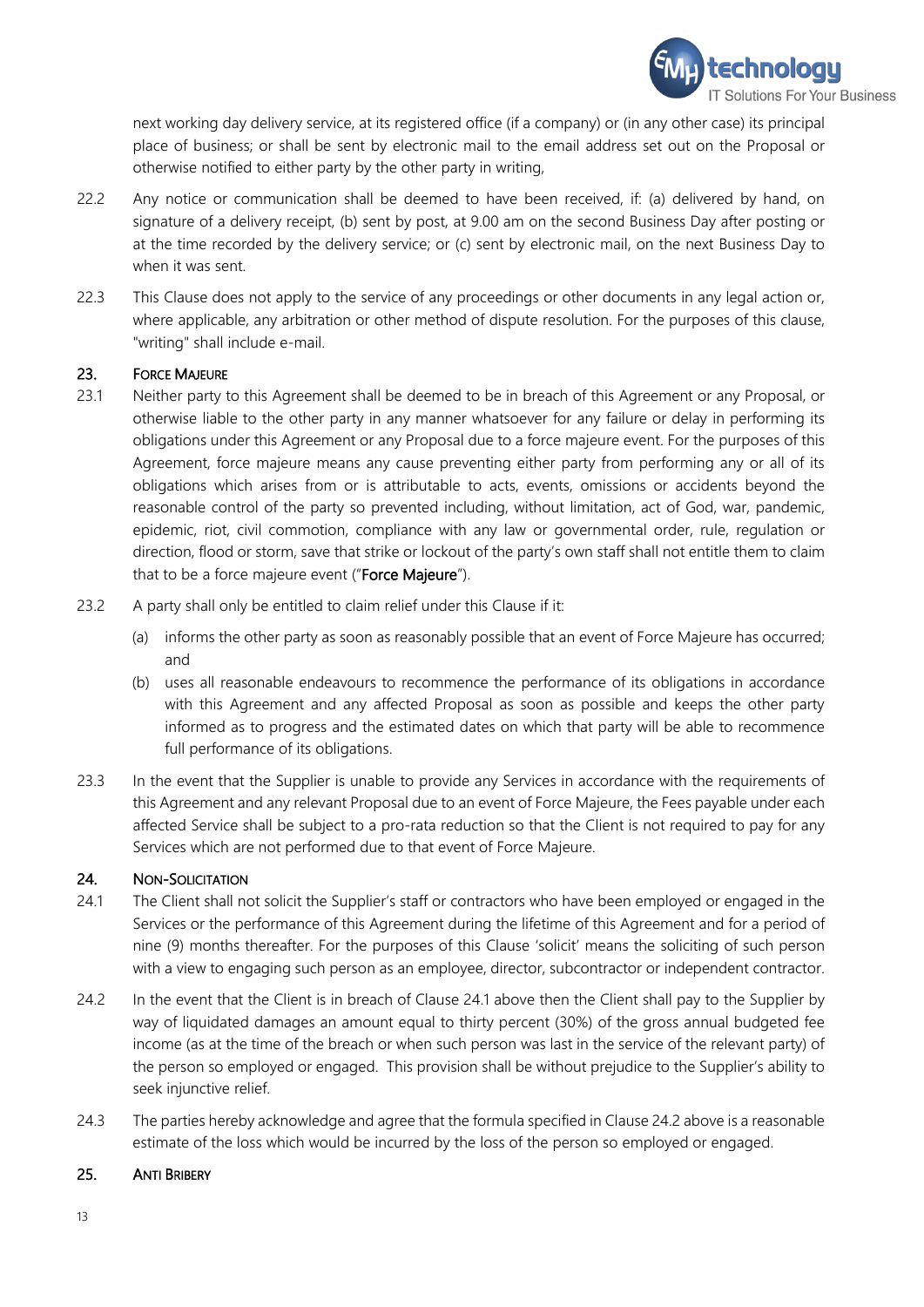next working day delivery service, at its registered office (if a company) or (in any other case) its principal place of business; or shall be sent by electronic mail to the email address set out on the Proposal or otherwise notified to either party by the other party in writing,

22.2 Any notice or communication shall be deemed to have been received, if: (a) delivered by hand, on signature of a delivery receipt, (b) sent by post, at 9.00 am on the second Business Day after posting or at the time recorded by the delivery service; or (c) sent by electronic mail, on the next Business Day to when it was sent.

22.3 This Clause does not apply to the service of any proceedings or other documents in any legal action or, where applicable, any arbitration or other method of dispute resolution. For the purposes of this clause, "writing" shall include e-mail.

## 23. FORCE MAJEURE

23.1 Neither party to this Agreement shall be deemed to be in breach of this Agreement or any Proposal, or otherwise liable to the other party in any manner whatsoever for any failure or delay in performing its obligations under this Agreement or any Proposal due to a force majeure event. For the purposes of this Agreement, force majeure means any cause preventing either party from performing any or all of its obligations which arises from or is attributable to acts, events, omissions or accidents beyond the reasonable control of the party so prevented including, without limitation, act of God, war, pandemic, epidemic, riot, civil commotion, compliance with any law or governmental order, rule, regulation or direction, flood or storm, save that strike or lockout of the party's own staff shall not entitle them to claim that to be a force majeure event ("**Force Majeure**").

23.2 A party shall only be entitled to claim relief under this Clause if it:

(a) informs the other party as soon as reasonably possible that an event of Force Majeure has occurred; and

(b) uses all reasonable endeavours to recommence the performance of its obligations in accordance with this Agreement and any affected Proposal as soon as possible and keeps the other party informed as to progress and the estimated dates on which that party will be able to recommence full performance of its obligations.

23.3 In the event that the Supplier is unable to provide any Services in accordance with the requirements of this Agreement and any relevant Proposal due to an event of Force Majeure, the Fees payable under each affected Service shall be subject to a pro-rata reduction so that the Client is not required to pay for any Services which are not performed due to that event of Force Majeure.

## 24. NON-SOLICITATION

24.1 The Client shall not solicit the Supplier's staff or contractors who have been employed or engaged in the Services or the performance of this Agreement during the lifetime of this Agreement and for a period of nine (9) months thereafter. For the purposes of this Clause 'solicit' means the soliciting of such person with a view to engaging such person as an employee, director, subcontractor or independent contractor.

24.2 In the event that the Client is in breach of Clause 24.1 above then the Client shall pay to the Supplier by way of liquidated damages an amount equal to thirty percent (30%) of the gross annual budgeted fee income (as at the time of the breach or when such person was last in the service of the relevant party) of the person so employed or engaged. This provision shall be without prejudice to the Supplier's ability to seek injunctive relief.

24.3 The parties hereby acknowledge and agree that the formula specified in Clause 24.2 above is a reasonable estimate of the loss which would be incurred by the loss of the person so employed or engaged.

## 25. ANTI BRIBERY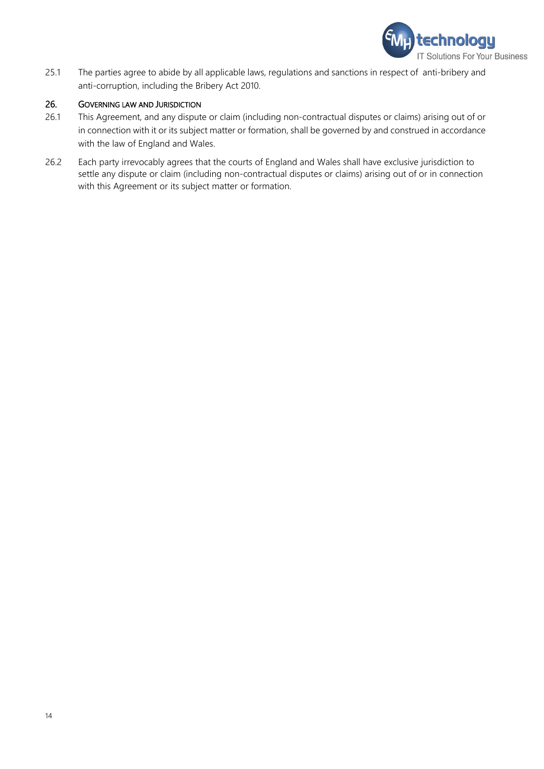25.1 The parties agree to abide by all applicable laws, regulations and sanctions in respect of anti-bribery and anti-corruption, including the Bribery Act 2010.

## 26. Governing law and Jurisdiction

26.1 This Agreement, and any dispute or claim (including non-contractual disputes or claims) arising out of or in connection with it or its subject matter or formation, shall be governed by and construed in accordance with the law of England and Wales.

26.2 Each party irrevocably agrees that the courts of England and Wales shall have exclusive jurisdiction to settle any dispute or claim (including non-contractual disputes or claims) arising out of or in connection with this Agreement or its subject matter or formation.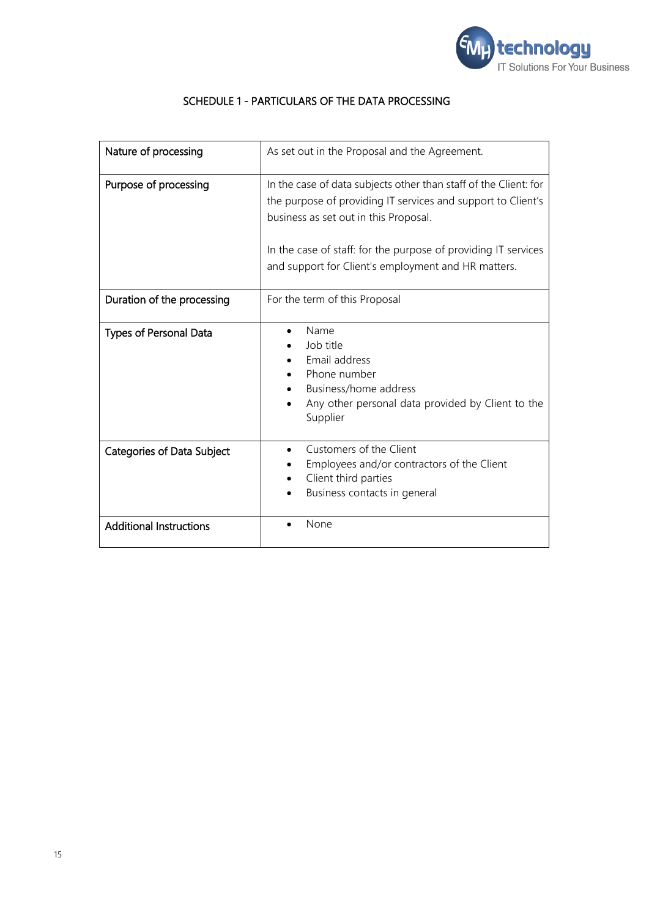# SCHEDULE 1 - PARTICULARS OF THE DATA PROCESSING

| | |
|---|---|
| Nature of processing | As set out in the Proposal and the Agreement. |
| Purpose of processing | In the case of data subjects other than staff of the Client: for the purpose of providing IT services and support to Client's business as set out in this Proposal.<br><br>In the case of staff: for the purpose of providing IT services and support for Client's employment and HR matters. |
| Duration of the processing | For the term of this Proposal |
| Types of Personal Data | • Name<br>• Job title<br>• Email address<br>• Phone number<br>• Business/home address<br>• Any other personal data provided by Client to the Supplier |
| Categories of Data Subject | • Customers of the Client<br>• Employees and/or contractors of the Client<br>• Client third parties<br>• Business contacts in general |
| Additional Instructions | • None |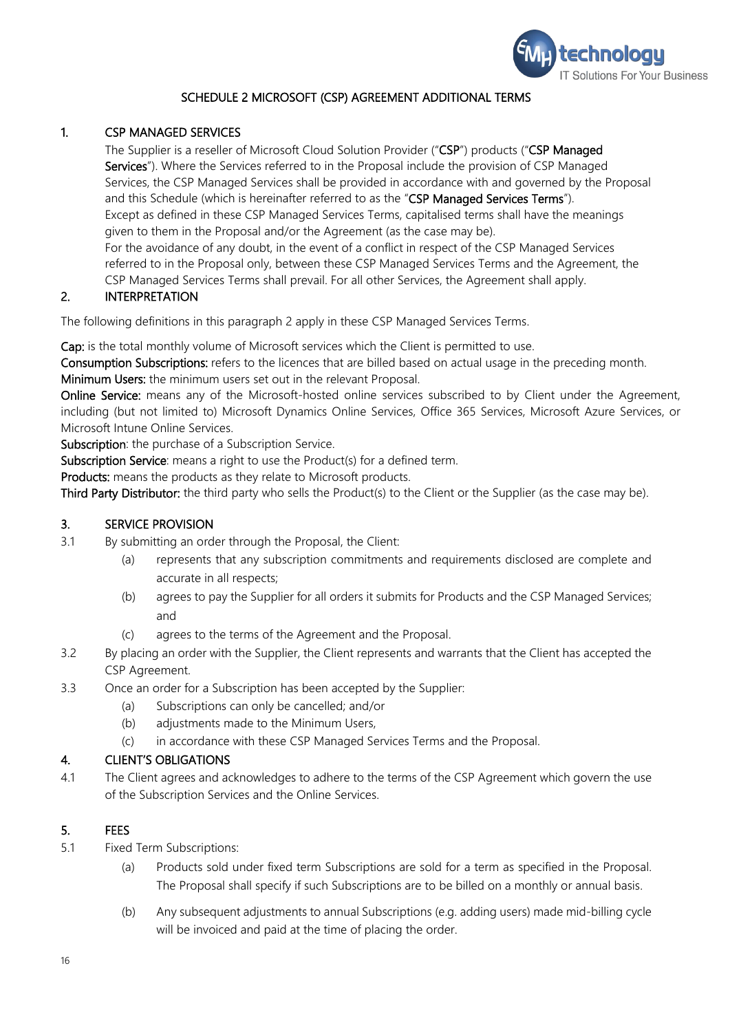## SCHEDULE 2 MICROSOFT (CSP) AGREEMENT ADDITIONAL TERMS

### 1. CSP MANAGED SERVICES

The Supplier is a reseller of Microsoft Cloud Solution Provider ("**CSP**") products ("**CSP Managed Services**"). Where the Services referred to in the Proposal include the provision of CSP Managed Services, the CSP Managed Services shall be provided in accordance with and governed by the Proposal and this Schedule (which is hereinafter referred to as the "**CSP Managed Services Terms**").

Except as defined in these CSP Managed Services Terms, capitalised terms shall have the meanings given to them in the Proposal and/or the Agreement (as the case may be).

For the avoidance of any doubt, in the event of a conflict in respect of the CSP Managed Services referred to in the Proposal only, between these CSP Managed Services Terms and the Agreement, the CSP Managed Services Terms shall prevail. For all other Services, the Agreement shall apply.

### 2. INTERPRETATION

The following definitions in this paragraph 2 apply in these CSP Managed Services Terms.

**Cap:** is the total monthly volume of Microsoft services which the Client is permitted to use.

**Consumption Subscriptions:** refers to the licences that are billed based on actual usage in the preceding month.

**Minimum Users:** the minimum users set out in the relevant Proposal.

**Online Service:** means any of the Microsoft-hosted online services subscribed to by Client under the Agreement, including (but not limited to) Microsoft Dynamics Online Services, Office 365 Services, Microsoft Azure Services, or Microsoft Intune Online Services.

**Subscription**: the purchase of a Subscription Service.

**Subscription Service**: means a right to use the Product(s) for a defined term.

**Products:** means the products as they relate to Microsoft products.

**Third Party Distributor:** the third party who sells the Product(s) to the Client or the Supplier (as the case may be).

### 3. SERVICE PROVISION

3.1 By submitting an order through the Proposal, the Client:

- (a) represents that any subscription commitments and requirements disclosed are complete and accurate in all respects;
- (b) agrees to pay the Supplier for all orders it submits for Products and the CSP Managed Services; and
- (c) agrees to the terms of the Agreement and the Proposal.

3.2 By placing an order with the Supplier, the Client represents and warrants that the Client has accepted the CSP Agreement.

3.3 Once an order for a Subscription has been accepted by the Supplier:

- (a) Subscriptions can only be cancelled; and/or
- (b) adjustments made to the Minimum Users,
- (c) in accordance with these CSP Managed Services Terms and the Proposal.

### 4. CLIENT'S OBLIGATIONS

4.1 The Client agrees and acknowledges to adhere to the terms of the CSP Agreement which govern the use of the Subscription Services and the Online Services.

### 5. FEES

5.1 Fixed Term Subscriptions:

- (a) Products sold under fixed term Subscriptions are sold for a term as specified in the Proposal. The Proposal shall specify if such Subscriptions are to be billed on a monthly or annual basis.
- (b) Any subsequent adjustments to annual Subscriptions (e.g. adding users) made mid-billing cycle will be invoiced and paid at the time of placing the order.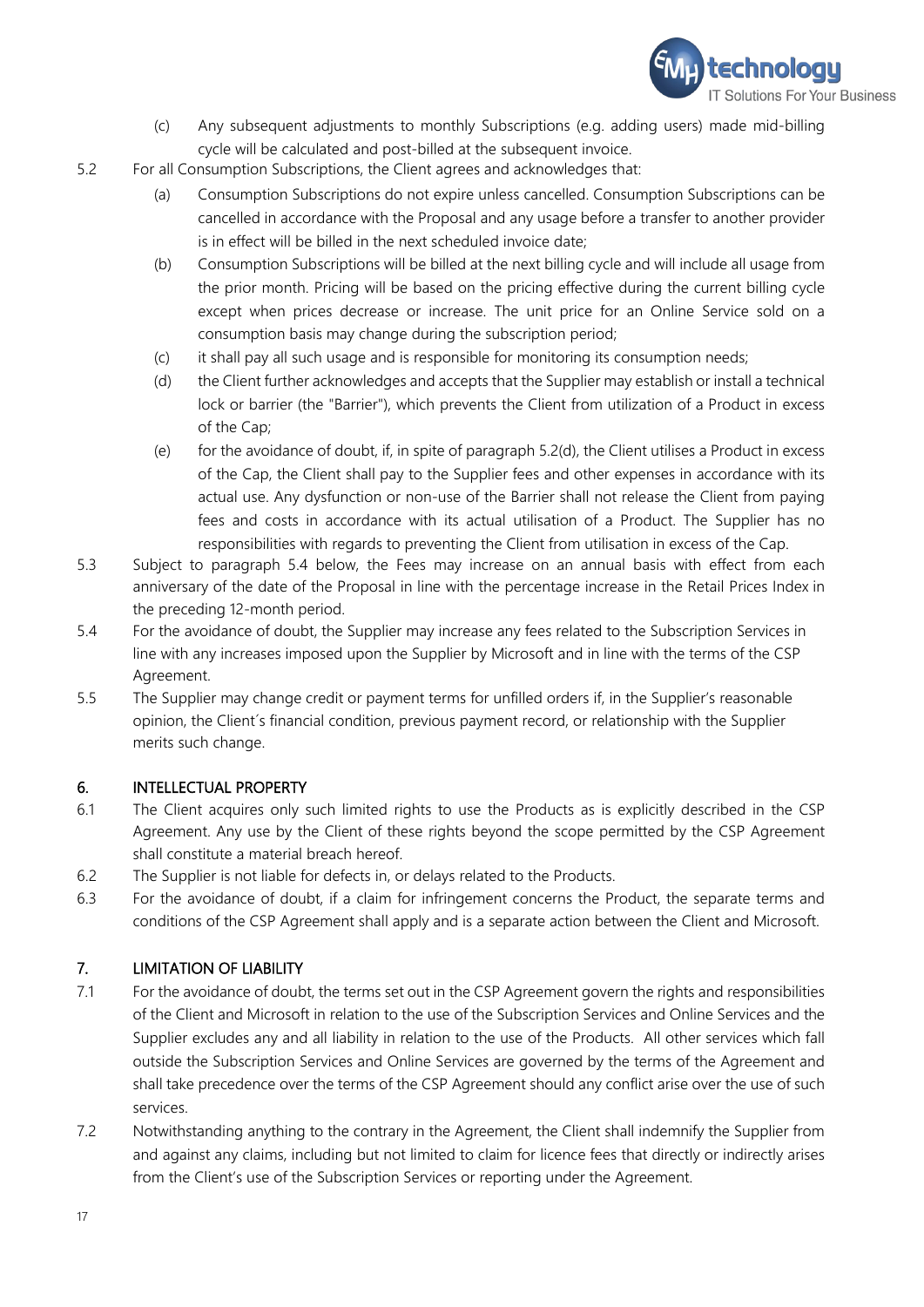(c) Any subsequent adjustments to monthly Subscriptions (e.g. adding users) made mid-billing cycle will be calculated and post-billed at the subsequent invoice.

5.2 For all Consumption Subscriptions, the Client agrees and acknowledges that:

(a) Consumption Subscriptions do not expire unless cancelled. Consumption Subscriptions can be cancelled in accordance with the Proposal and any usage before a transfer to another provider is in effect will be billed in the next scheduled invoice date;

(b) Consumption Subscriptions will be billed at the next billing cycle and will include all usage from the prior month. Pricing will be based on the pricing effective during the current billing cycle except when prices decrease or increase. The unit price for an Online Service sold on a consumption basis may change during the subscription period;

(c) it shall pay all such usage and is responsible for monitoring its consumption needs;

(d) the Client further acknowledges and accepts that the Supplier may establish or install a technical lock or barrier (the "Barrier"), which prevents the Client from utilization of a Product in excess of the Cap;

(e) for the avoidance of doubt, if, in spite of paragraph 5.2(d), the Client utilises a Product in excess of the Cap, the Client shall pay to the Supplier fees and other expenses in accordance with its actual use. Any dysfunction or non-use of the Barrier shall not release the Client from paying fees and costs in accordance with its actual utilisation of a Product. The Supplier has no responsibilities with regards to preventing the Client from utilisation in excess of the Cap.

5.3 Subject to paragraph 5.4 below, the Fees may increase on an annual basis with effect from each anniversary of the date of the Proposal in line with the percentage increase in the Retail Prices Index in the preceding 12-month period.

5.4 For the avoidance of doubt, the Supplier may increase any fees related to the Subscription Services in line with any increases imposed upon the Supplier by Microsoft and in line with the terms of the CSP Agreement.

5.5 The Supplier may change credit or payment terms for unfilled orders if, in the Supplier's reasonable opinion, the Client´s financial condition, previous payment record, or relationship with the Supplier merits such change.

## 6. INTELLECTUAL PROPERTY

6.1 The Client acquires only such limited rights to use the Products as is explicitly described in the CSP Agreement. Any use by the Client of these rights beyond the scope permitted by the CSP Agreement shall constitute a material breach hereof.

6.2 The Supplier is not liable for defects in, or delays related to the Products.

6.3 For the avoidance of doubt, if a claim for infringement concerns the Product, the separate terms and conditions of the CSP Agreement shall apply and is a separate action between the Client and Microsoft.

## 7. LIMITATION OF LIABILITY

7.1 For the avoidance of doubt, the terms set out in the CSP Agreement govern the rights and responsibilities of the Client and Microsoft in relation to the use of the Subscription Services and Online Services and the Supplier excludes any and all liability in relation to the use of the Products. All other services which fall outside the Subscription Services and Online Services are governed by the terms of the Agreement and shall take precedence over the terms of the CSP Agreement should any conflict arise over the use of such services.

7.2 Notwithstanding anything to the contrary in the Agreement, the Client shall indemnify the Supplier from and against any claims, including but not limited to claim for licence fees that directly or indirectly arises from the Client's use of the Subscription Services or reporting under the Agreement.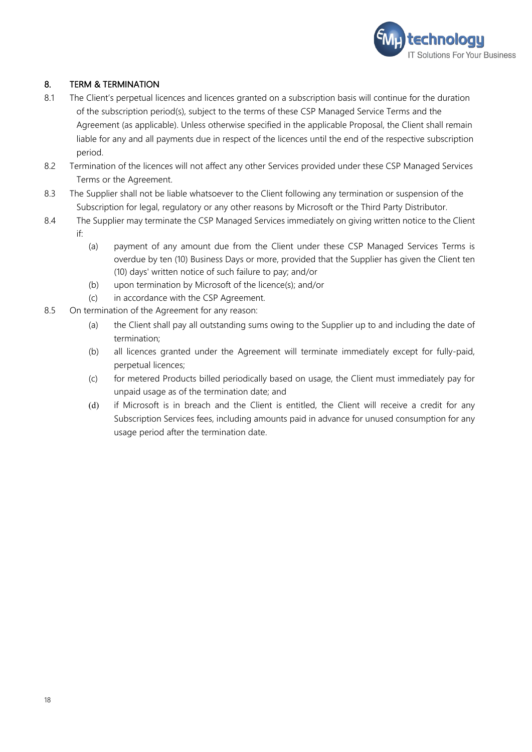## 8. TERM & TERMINATION

8.1 The Client's perpetual licences and licences granted on a subscription basis will continue for the duration of the subscription period(s), subject to the terms of these CSP Managed Service Terms and the Agreement (as applicable). Unless otherwise specified in the applicable Proposal, the Client shall remain liable for any and all payments due in respect of the licences until the end of the respective subscription period.

8.2 Termination of the licences will not affect any other Services provided under these CSP Managed Services Terms or the Agreement.

8.3 The Supplier shall not be liable whatsoever to the Client following any termination or suspension of the Subscription for legal, regulatory or any other reasons by Microsoft or the Third Party Distributor.

8.4 The Supplier may terminate the CSP Managed Services immediately on giving written notice to the Client if:

- (a) payment of any amount due from the Client under these CSP Managed Services Terms is overdue by ten (10) Business Days or more, provided that the Supplier has given the Client ten (10) days' written notice of such failure to pay; and/or
- (b) upon termination by Microsoft of the licence(s); and/or
- (c) in accordance with the CSP Agreement.

8.5 On termination of the Agreement for any reason:

- (a) the Client shall pay all outstanding sums owing to the Supplier up to and including the date of termination;
- (b) all licences granted under the Agreement will terminate immediately except for fully-paid, perpetual licences;
- (c) for metered Products billed periodically based on usage, the Client must immediately pay for unpaid usage as of the termination date; and
- (d) if Microsoft is in breach and the Client is entitled, the Client will receive a credit for any Subscription Services fees, including amounts paid in advance for unused consumption for any usage period after the termination date.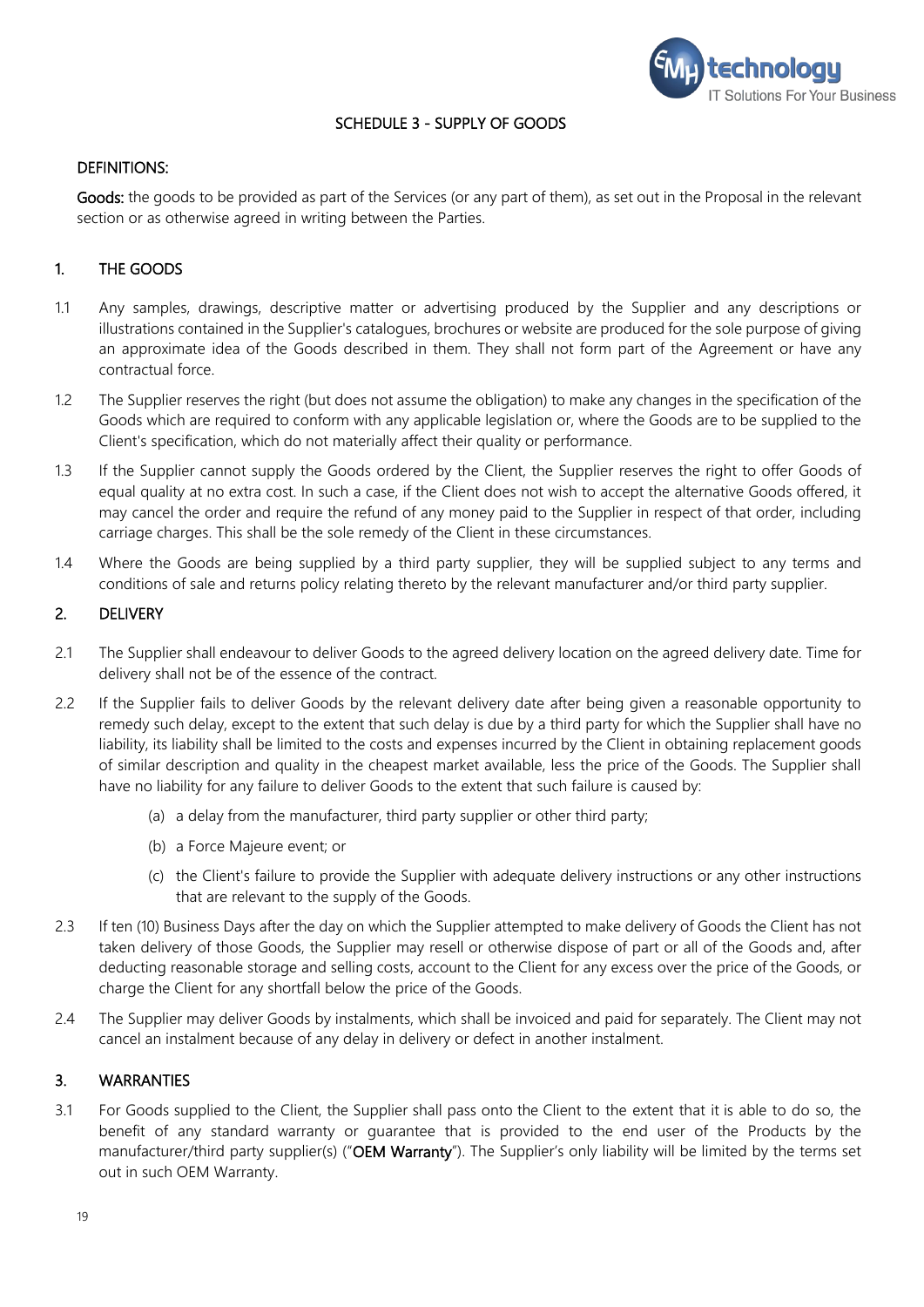# SCHEDULE 3 - SUPPLY OF GOODS

## DEFINITIONS:

**Goods:** the goods to be provided as part of the Services (or any part of them), as set out in the Proposal in the relevant section or as otherwise agreed in writing between the Parties.

## 1. THE GOODS

1.1 Any samples, drawings, descriptive matter or advertising produced by the Supplier and any descriptions or illustrations contained in the Supplier's catalogues, brochures or website are produced for the sole purpose of giving an approximate idea of the Goods described in them. They shall not form part of the Agreement or have any contractual force.

1.2 The Supplier reserves the right (but does not assume the obligation) to make any changes in the specification of the Goods which are required to conform with any applicable legislation or, where the Goods are to be supplied to the Client's specification, which do not materially affect their quality or performance.

1.3 If the Supplier cannot supply the Goods ordered by the Client, the Supplier reserves the right to offer Goods of equal quality at no extra cost. In such a case, if the Client does not wish to accept the alternative Goods offered, it may cancel the order and require the refund of any money paid to the Supplier in respect of that order, including carriage charges. This shall be the sole remedy of the Client in these circumstances.

1.4 Where the Goods are being supplied by a third party supplier, they will be supplied subject to any terms and conditions of sale and returns policy relating thereto by the relevant manufacturer and/or third party supplier.

## 2. DELIVERY

2.1 The Supplier shall endeavour to deliver Goods to the agreed delivery location on the agreed delivery date. Time for delivery shall not be of the essence of the contract.

2.2 If the Supplier fails to deliver Goods by the relevant delivery date after being given a reasonable opportunity to remedy such delay, except to the extent that such delay is due by a third party for which the Supplier shall have no liability, its liability shall be limited to the costs and expenses incurred by the Client in obtaining replacement goods of similar description and quality in the cheapest market available, less the price of the Goods. The Supplier shall have no liability for any failure to deliver Goods to the extent that such failure is caused by:

(a) a delay from the manufacturer, third party supplier or other third party;

(b) a Force Majeure event; or

(c) the Client's failure to provide the Supplier with adequate delivery instructions or any other instructions that are relevant to the supply of the Goods.

2.3 If ten (10) Business Days after the day on which the Supplier attempted to make delivery of Goods the Client has not taken delivery of those Goods, the Supplier may resell or otherwise dispose of part or all of the Goods and, after deducting reasonable storage and selling costs, account to the Client for any excess over the price of the Goods, or charge the Client for any shortfall below the price of the Goods.

2.4 The Supplier may deliver Goods by instalments, which shall be invoiced and paid for separately. The Client may not cancel an instalment because of any delay in delivery or defect in another instalment.

## 3. WARRANTIES

3.1 For Goods supplied to the Client, the Supplier shall pass onto the Client to the extent that it is able to do so, the benefit of any standard warranty or guarantee that is provided to the end user of the Products by the manufacturer/third party supplier(s) ("**OEM Warranty**"). The Supplier's only liability will be limited by the terms set out in such OEM Warranty.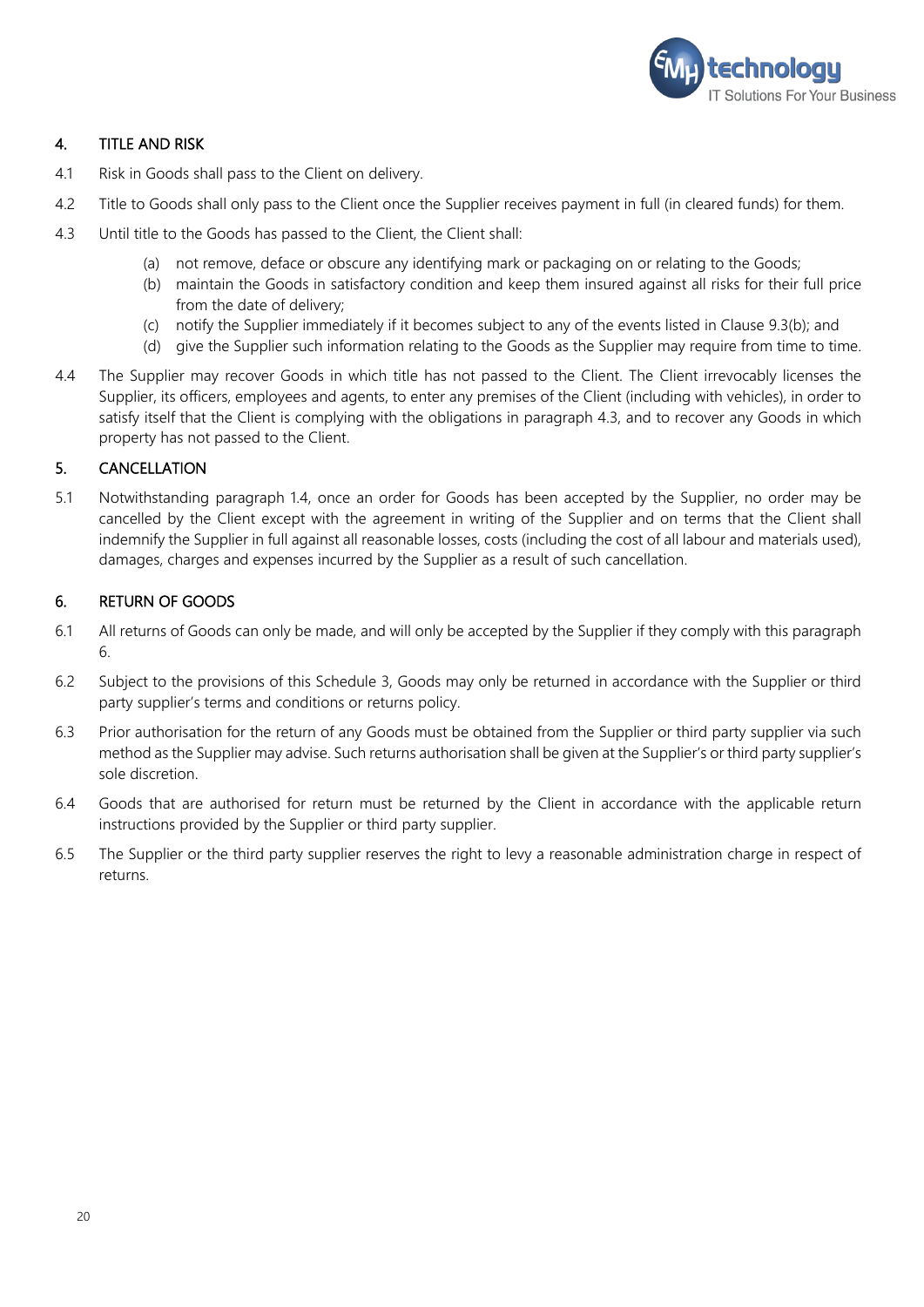## 4. TITLE AND RISK

4.1 Risk in Goods shall pass to the Client on delivery.

4.2 Title to Goods shall only pass to the Client once the Supplier receives payment in full (in cleared funds) for them.

4.3 Until title to the Goods has passed to the Client, the Client shall:

- (a) not remove, deface or obscure any identifying mark or packaging on or relating to the Goods;
- (b) maintain the Goods in satisfactory condition and keep them insured against all risks for their full price from the date of delivery;
- (c) notify the Supplier immediately if it becomes subject to any of the events listed in Clause 9.3(b); and
- (d) give the Supplier such information relating to the Goods as the Supplier may require from time to time.

4.4 The Supplier may recover Goods in which title has not passed to the Client. The Client irrevocably licenses the Supplier, its officers, employees and agents, to enter any premises of the Client (including with vehicles), in order to satisfy itself that the Client is complying with the obligations in paragraph 4.3, and to recover any Goods in which property has not passed to the Client.

## 5. CANCELLATION

5.1 Notwithstanding paragraph 1.4, once an order for Goods has been accepted by the Supplier, no order may be cancelled by the Client except with the agreement in writing of the Supplier and on terms that the Client shall indemnify the Supplier in full against all reasonable losses, costs (including the cost of all labour and materials used), damages, charges and expenses incurred by the Supplier as a result of such cancellation.

## 6. RETURN OF GOODS

6.1 All returns of Goods can only be made, and will only be accepted by the Supplier if they comply with this paragraph 6.

6.2 Subject to the provisions of this Schedule 3, Goods may only be returned in accordance with the Supplier or third party supplier's terms and conditions or returns policy.

6.3 Prior authorisation for the return of any Goods must be obtained from the Supplier or third party supplier via such method as the Supplier may advise. Such returns authorisation shall be given at the Supplier's or third party supplier's sole discretion.

6.4 Goods that are authorised for return must be returned by the Client in accordance with the applicable return instructions provided by the Supplier or third party supplier.

6.5 The Supplier or the third party supplier reserves the right to levy a reasonable administration charge in respect of returns.